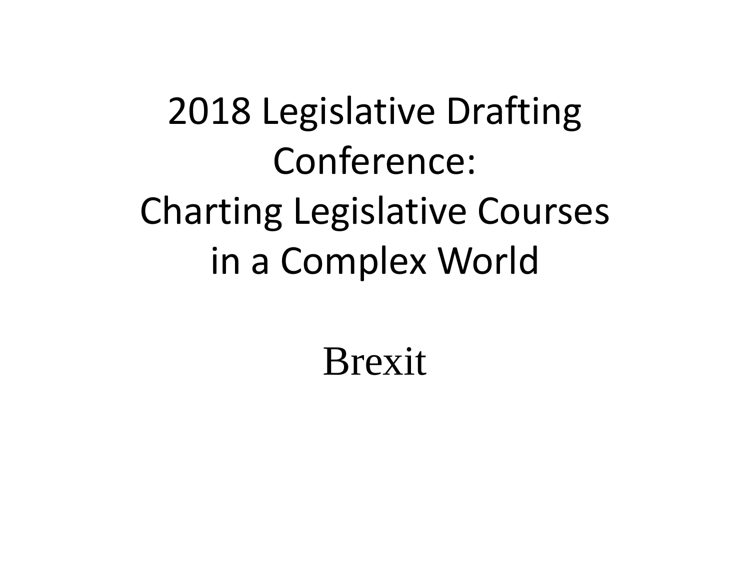# 2018 Legislative Drafting Conference: Charting Legislative Courses in a Complex World

## Brexit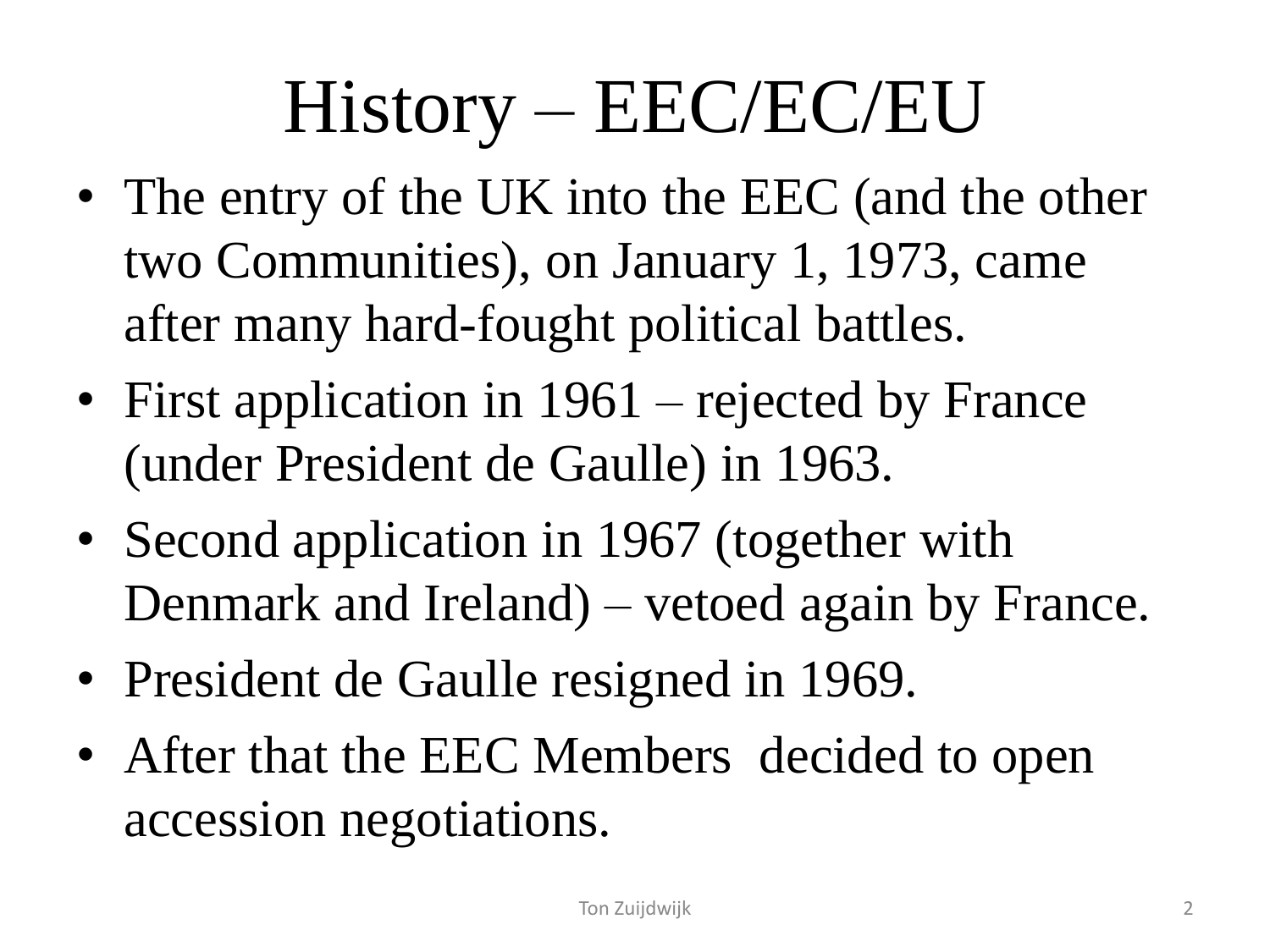# History – EEC/EC/EU

- The entry of the UK into the EEC (and the other two Communities), on January 1, 1973, came after many hard-fought political battles.
- First application in 1961 – rejected by France (under President de Gaulle) in 1963.
- Second application in 1967 (together with Denmark and Ireland) – vetoed again by France.
- President de Gaulle resigned in 1969.
- After that the EEC Members decided to open accession negotiations.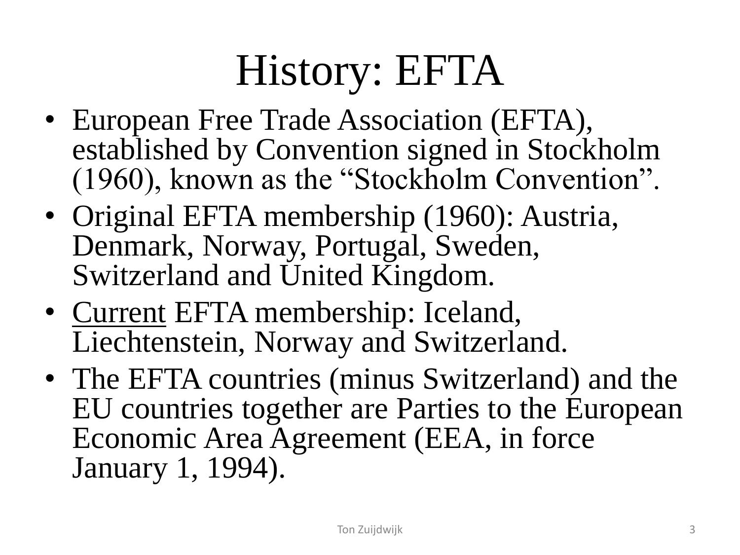# History: EFTA

- European Free Trade Association (EFTA), established by Convention signed in Stockholm (1960), known as the "Stockholm Convention".
- Original EFTA membership (1960): Austria, Denmark, Norway, Portugal, Sweden, Switzerland and United Kingdom.
- <u>Current</u> EFTA membership: Iceland, Liechtenstein, Norway and Switzerland.
- The EFTA countries (minus Switzerland) and the EU countries together are Parties to the European Economic Area Agreement (EEA, in force January 1, 1994).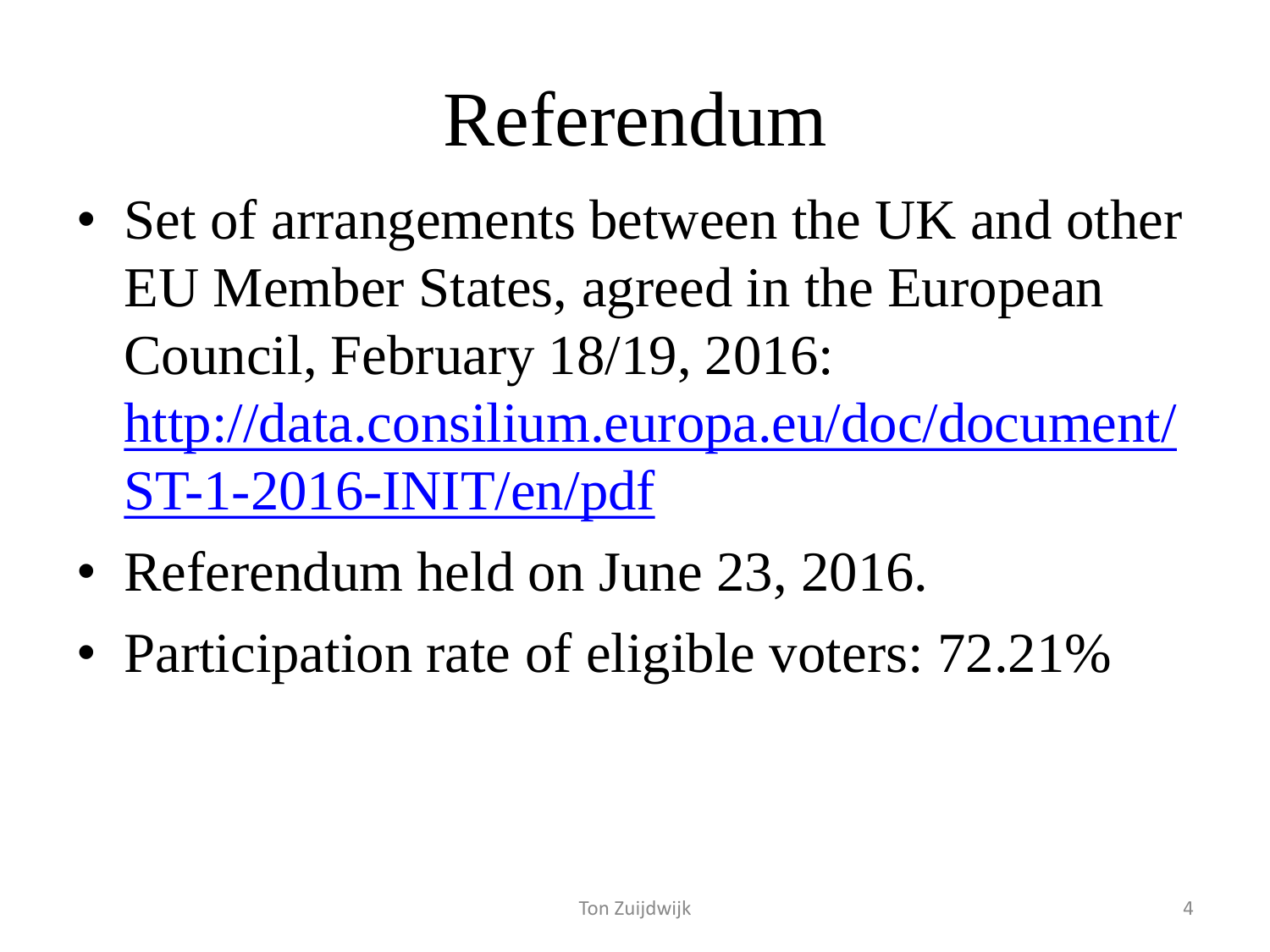# Referendum

- Set of arrangements between the UK and other EU Member States, agreed in the European Council, February 18/19, 2016: [http://data.consilium.europa.eu/doc/document/ST-1-2016-INIT/en/pdf](http://data.consilium.europa.eu/doc/document/ST-1-2016-INIT/en/pdf)
- Referendum held on June 23, 2016.
- Participation rate of eligible voters: 72.21%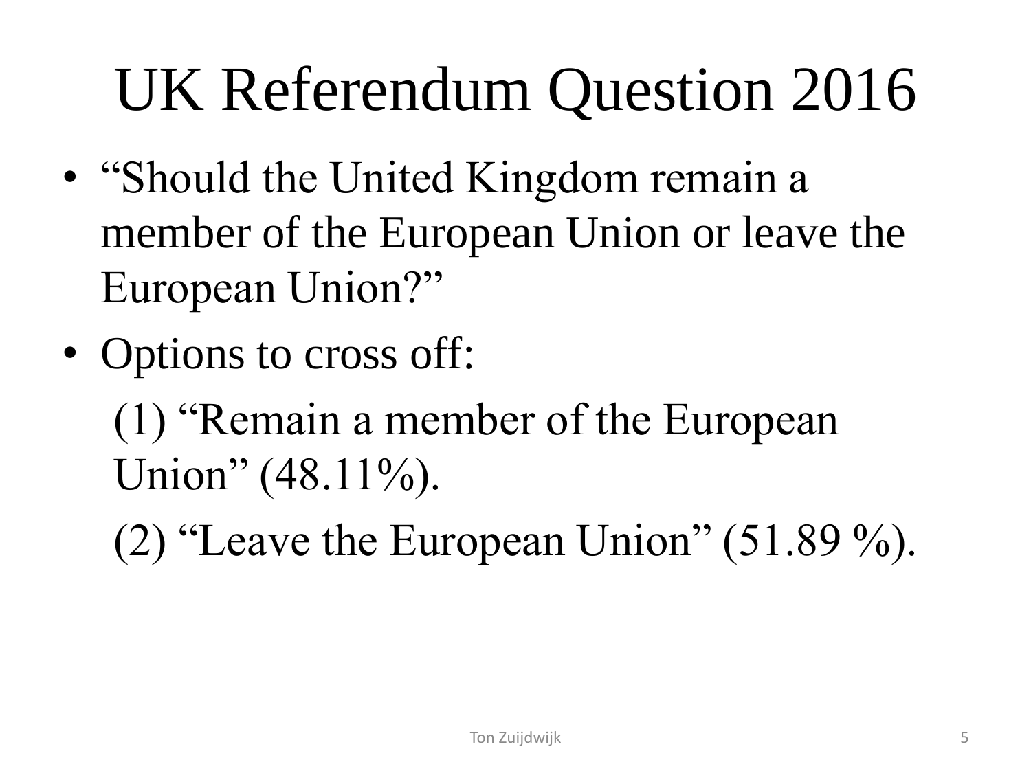# UK Referendum Question 2016

- "Should the United Kingdom remain a member of the European Union or leave the European Union?"
- Options to cross off:

  (1) "Remain a member of the European Union" (48.11%).

  (2) "Leave the European Union" (51.89 %).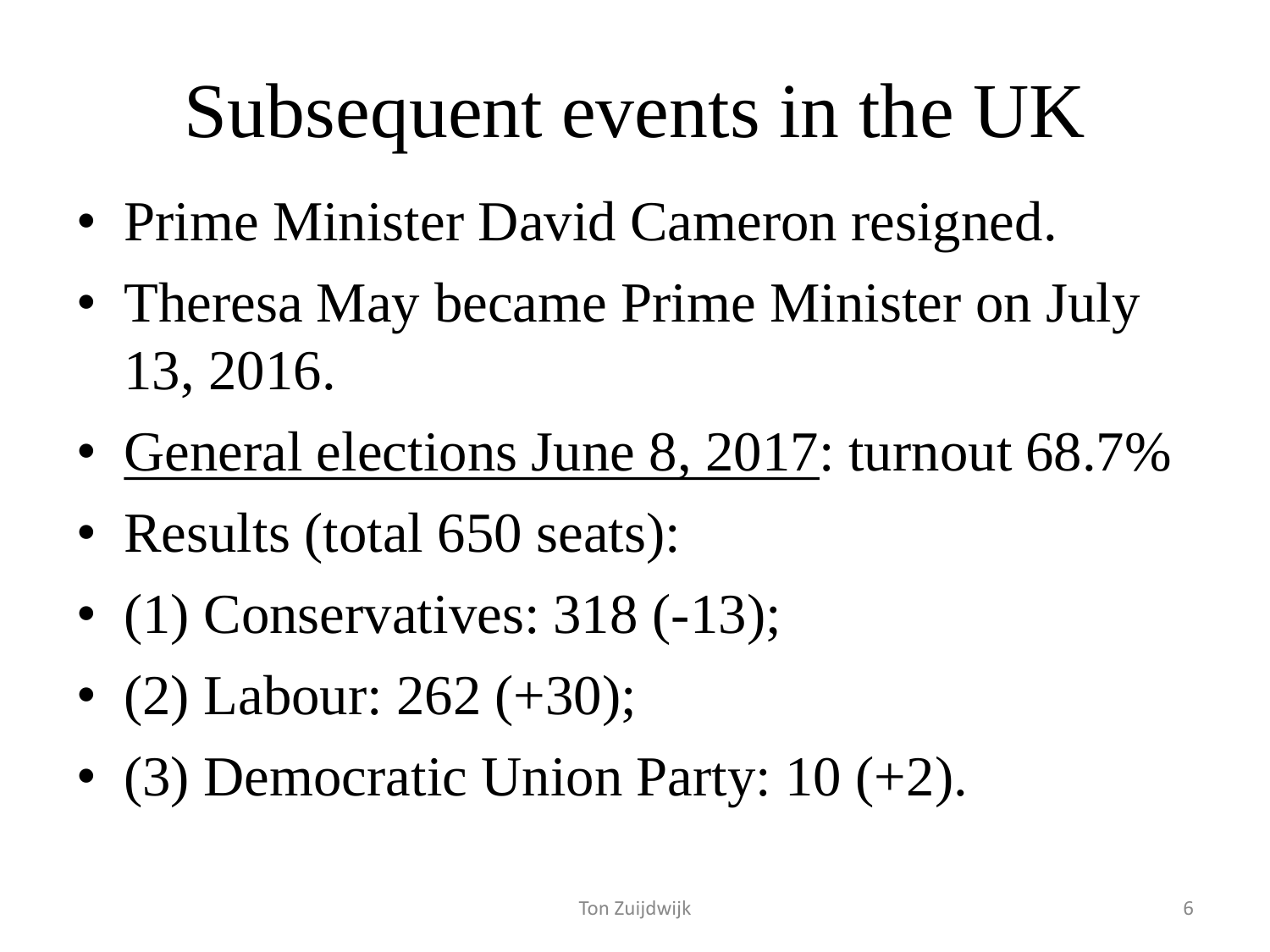# Subsequent events in the UK

- Prime Minister David Cameron resigned.
- Theresa May became Prime Minister on July 13, 2016.
- <u>General elections June 8, 2017</u>: turnout 68.7%
- Results (total 650 seats):
- (1) Conservatives: 318 (-13);
- (2) Labour: 262 (+30);
- (3) Democratic Union Party: 10 (+2).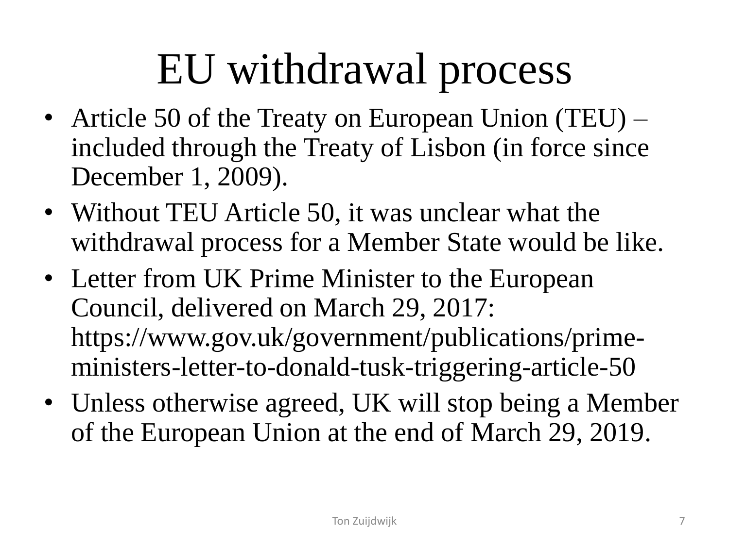# EU withdrawal process

- Article 50 of the Treaty on European Union (TEU) – included through the Treaty of Lisbon (in force since December 1, 2009).
- Without TEU Article 50, it was unclear what the withdrawal process for a Member State would be like.
- Letter from UK Prime Minister to the European Council, delivered on March 29, 2017: https://www.gov.uk/government/publications/prime-ministers-letter-to-donald-tusk-triggering-article-50
- Unless otherwise agreed, UK will stop being a Member of the European Union at the end of March 29, 2019.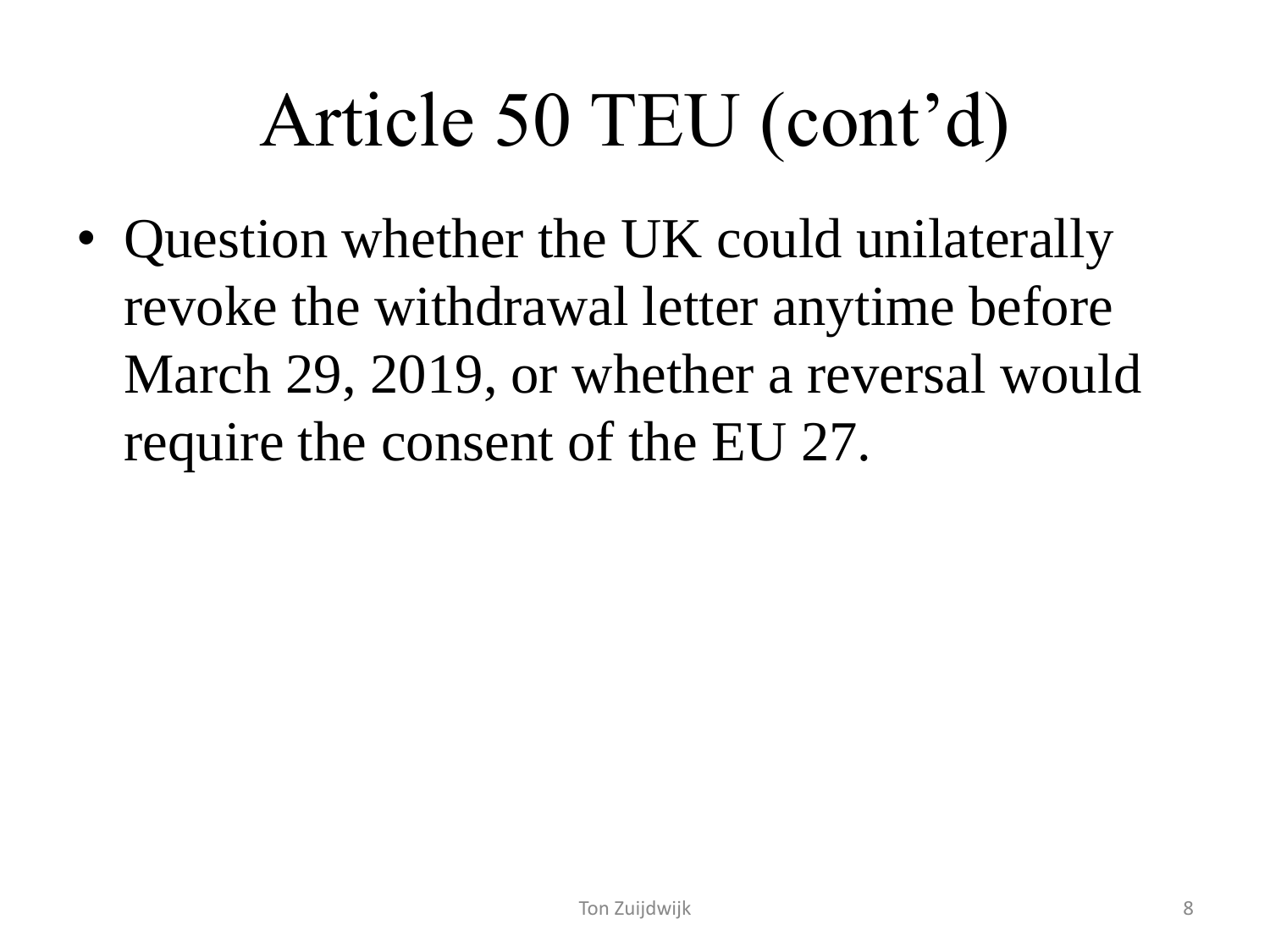# Article 50 TEU (cont'd)

- Question whether the UK could unilaterally revoke the withdrawal letter anytime before March 29, 2019, or whether a reversal would require the consent of the EU 27.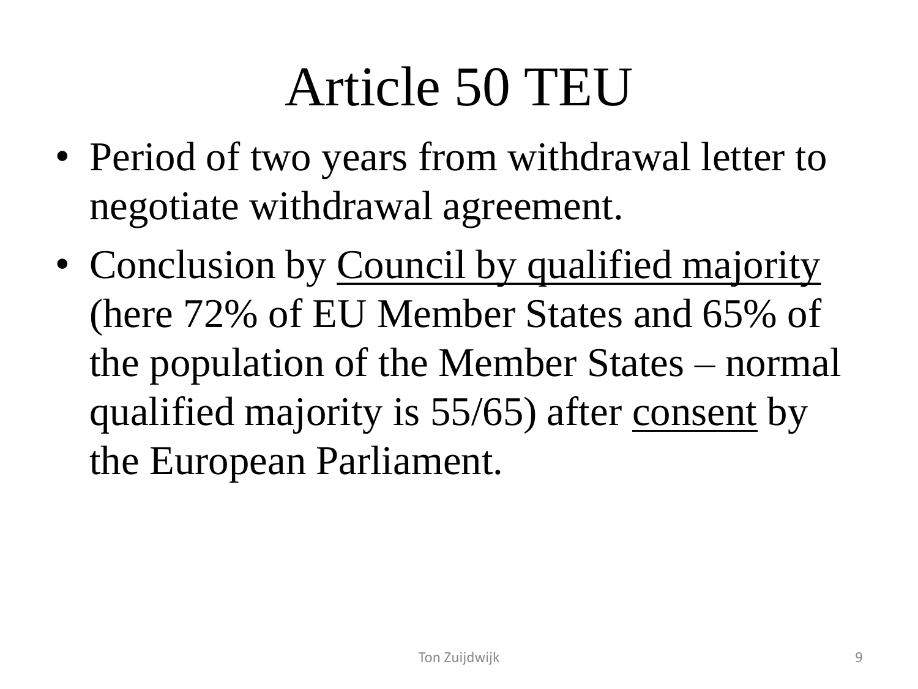# Article 50 TEU

- Period of two years from withdrawal letter to negotiate withdrawal agreement.
- Conclusion by <u>Council by qualified majority</u> (here 72% of EU Member States and 65% of the population of the Member States – normal qualified majority is 55/65) after <u>consent</u> by the European Parliament.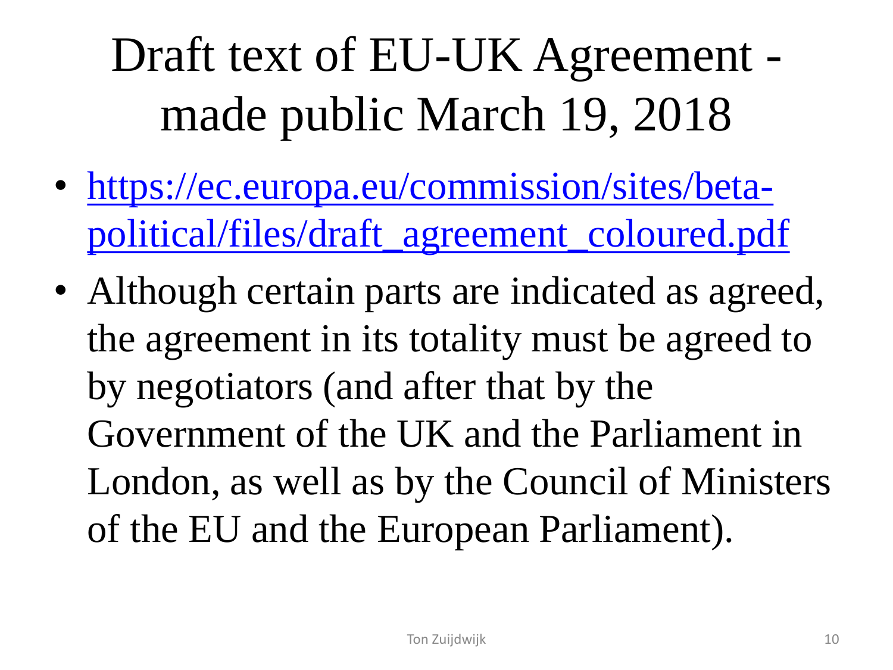# Draft text of EU-UK Agreement - made public March 19, 2018

- [https://ec.europa.eu/commission/sites/beta-political/files/draft_agreement_coloured.pdf](https://ec.europa.eu/commission/sites/beta-political/files/draft_agreement_coloured.pdf)
- Although certain parts are indicated as agreed, the agreement in its totality must be agreed to by negotiators (and after that by the Government of the UK and the Parliament in London, as well as by the Council of Ministers of the EU and the European Parliament).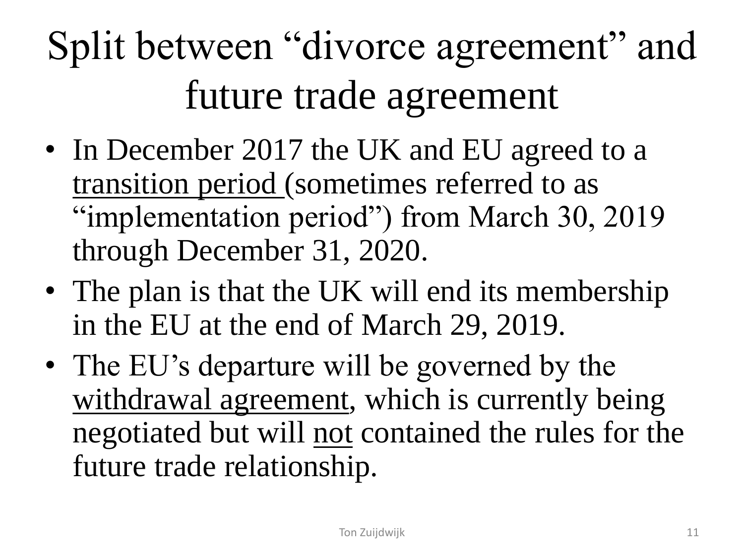# Split between "divorce agreement" and future trade agreement

- In December 2017 the UK and EU agreed to a <u>transition period</u> (sometimes referred to as "implementation period") from March 30, 2019 through December 31, 2020.
- The plan is that the UK will end its membership in the EU at the end of March 29, 2019.
- The EU's departure will be governed by the <u>withdrawal agreement</u>, which is currently being negotiated but will <u>not</u> contained the rules for the future trade relationship.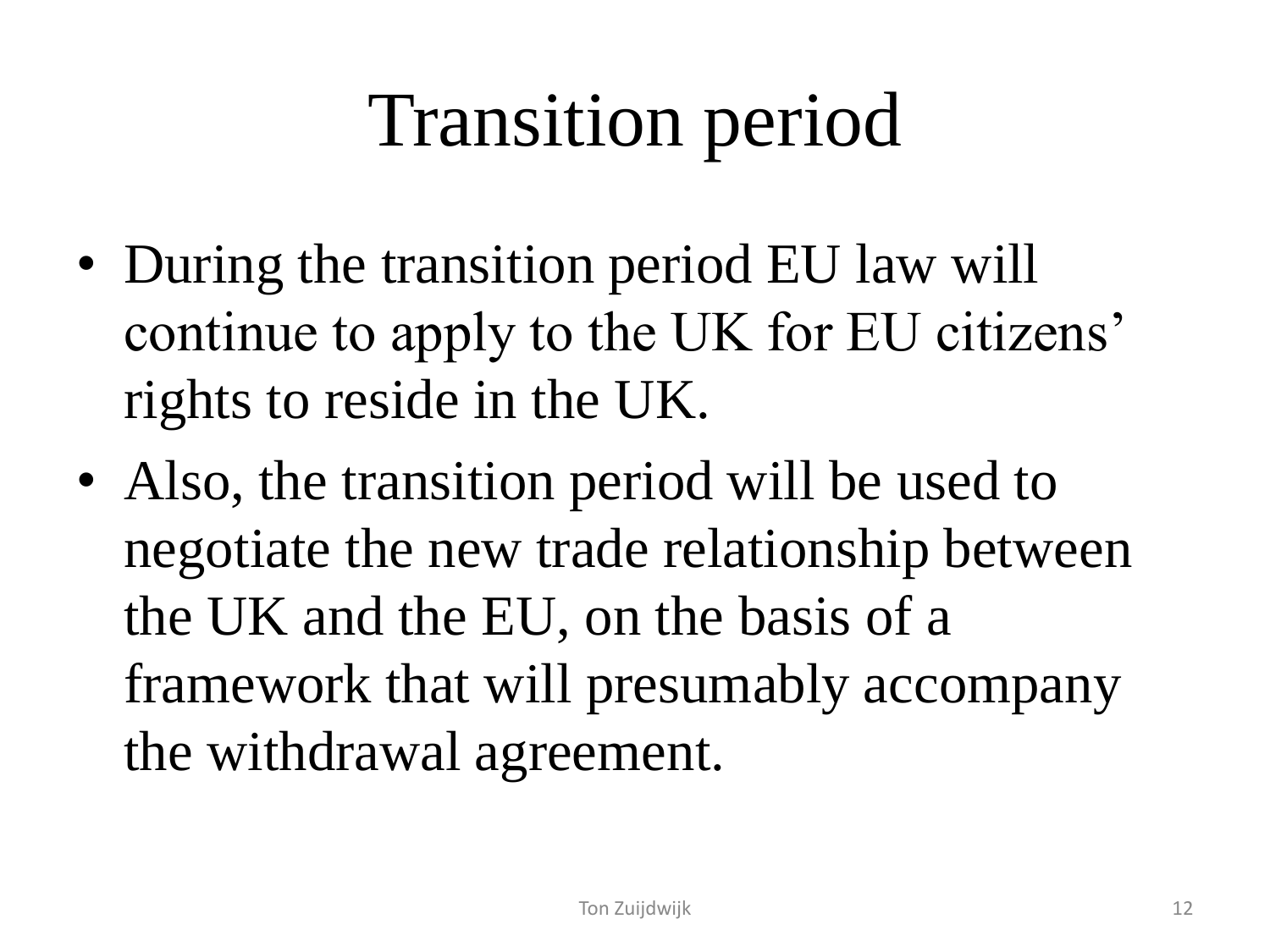# Transition period

- During the transition period EU law will continue to apply to the UK for EU citizens' rights to reside in the UK.
- Also, the transition period will be used to negotiate the new trade relationship between the UK and the EU, on the basis of a framework that will presumably accompany the withdrawal agreement.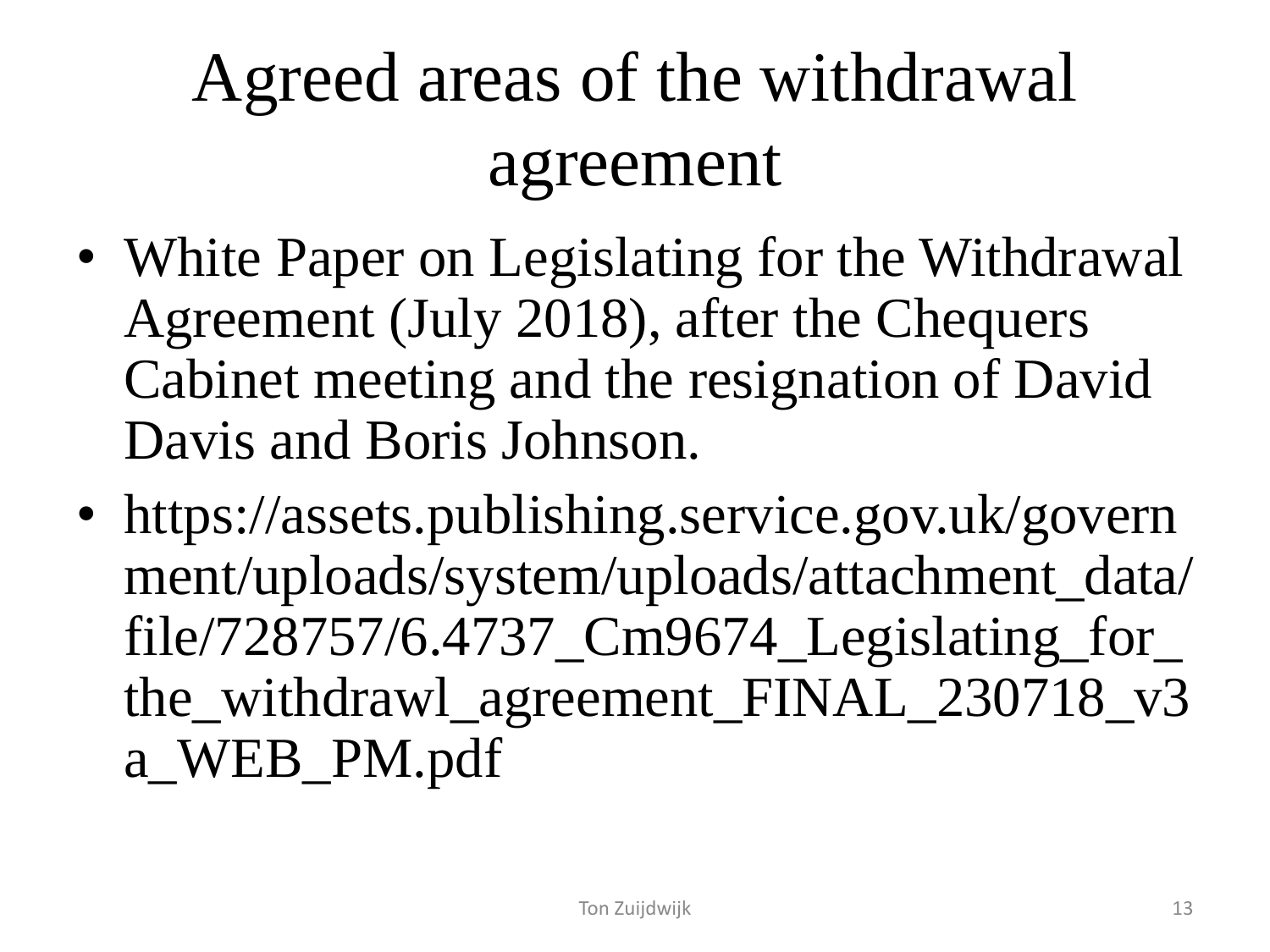# Agreed areas of the withdrawal agreement

- White Paper on Legislating for the Withdrawal Agreement (July 2018), after the Chequers Cabinet meeting and the resignation of David Davis and Boris Johnson.
- https://assets.publishing.service.gov.uk/government/uploads/system/uploads/attachment_data/file/728757/6.4737_Cm9674_Legislating_for_the_withdrawl_agreement_FINAL_230718_v3a_WEB_PM.pdf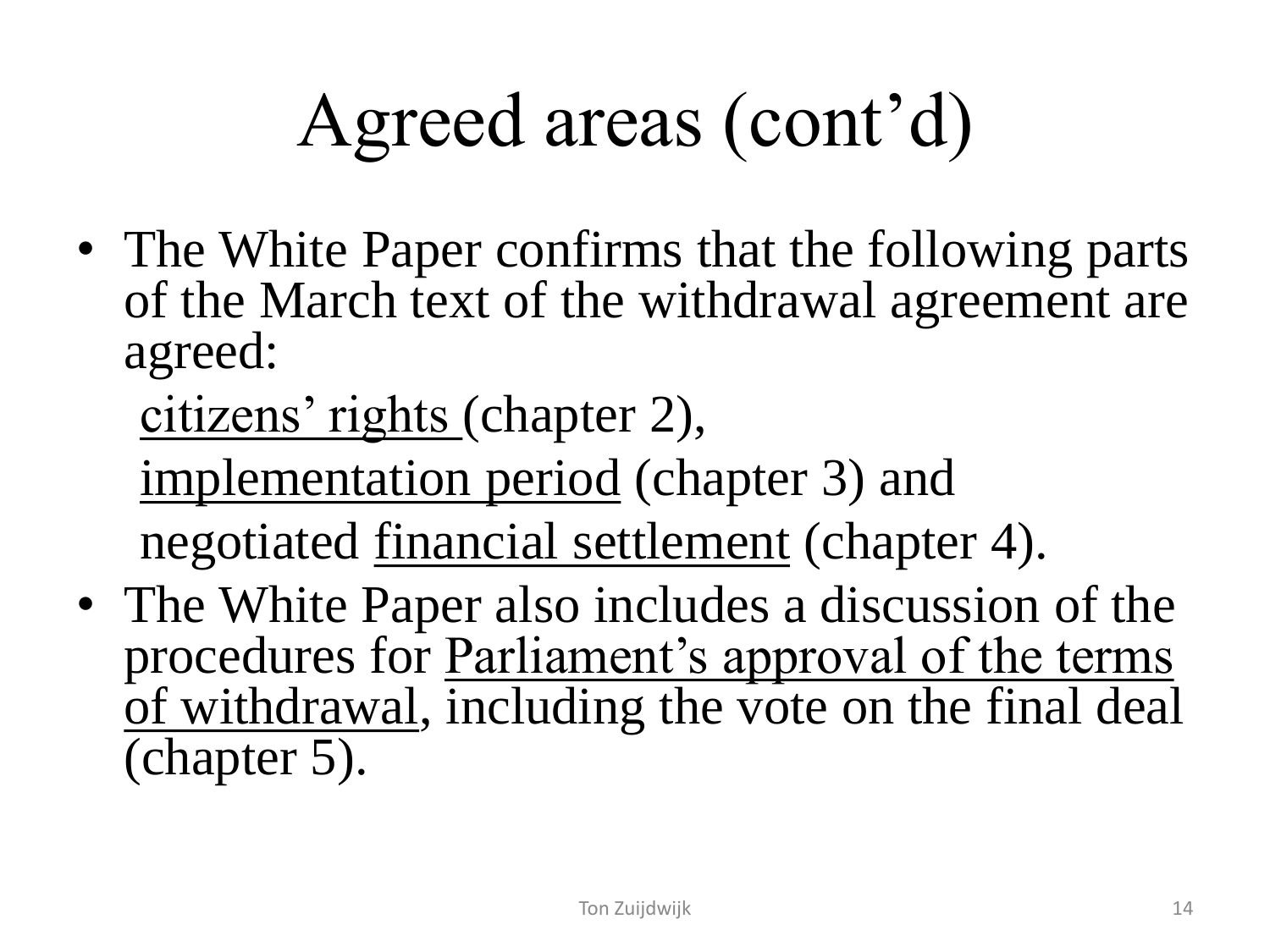# Agreed areas (cont'd)

- The White Paper confirms that the following parts of the March text of the withdrawal agreement are agreed:
  - <u>citizens' rights</u> (chapter 2),
  - <u>implementation period</u> (chapter 3) and
  - negotiated <u>financial settlement</u> (chapter 4).
- The White Paper also includes a discussion of the procedures for <u>Parliament's approval of the terms of withdrawal</u>, including the vote on the final deal (chapter 5).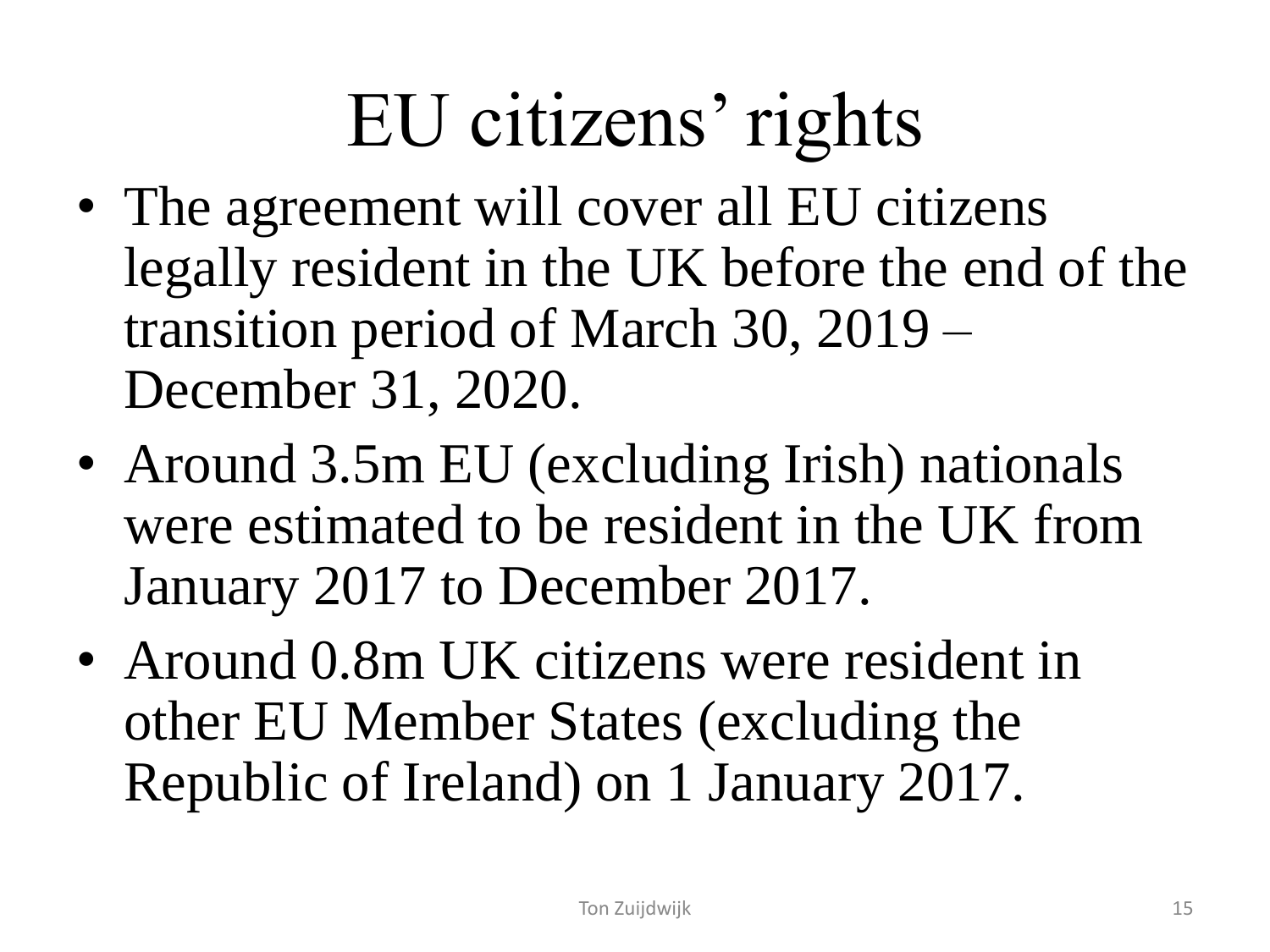# EU citizens' rights

- The agreement will cover all EU citizens legally resident in the UK before the end of the transition period of March 30, 2019 – December 31, 2020.
- Around 3.5m EU (excluding Irish) nationals were estimated to be resident in the UK from January 2017 to December 2017.
- Around 0.8m UK citizens were resident in other EU Member States (excluding the Republic of Ireland) on 1 January 2017.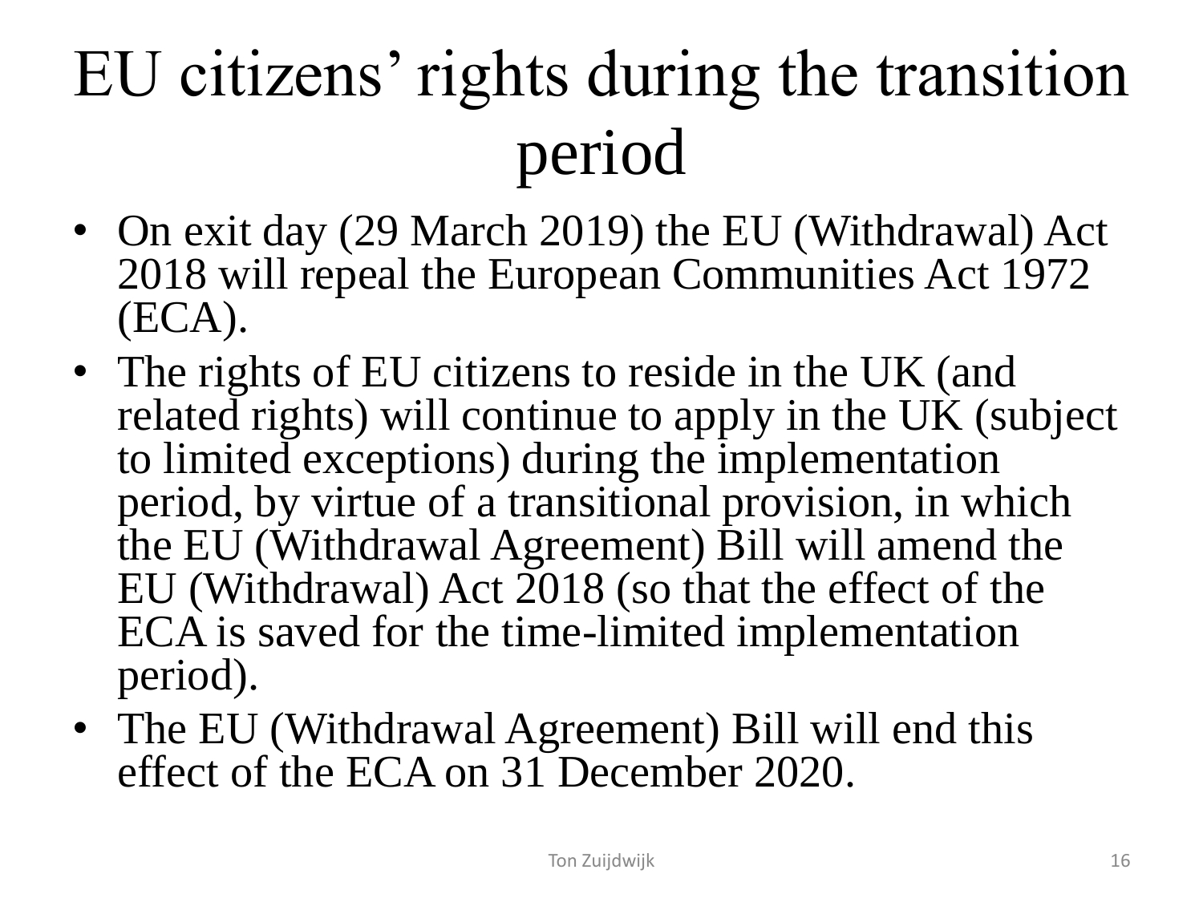# EU citizens' rights during the transition period

- On exit day (29 March 2019) the EU (Withdrawal) Act 2018 will repeal the European Communities Act 1972 (ECA).
- The rights of EU citizens to reside in the UK (and related rights) will continue to apply in the UK (subject to limited exceptions) during the implementation period, by virtue of a transitional provision, in which the EU (Withdrawal Agreement) Bill will amend the EU (Withdrawal) Act 2018 (so that the effect of the ECA is saved for the time-limited implementation period).
- The EU (Withdrawal Agreement) Bill will end this effect of the ECA on 31 December 2020.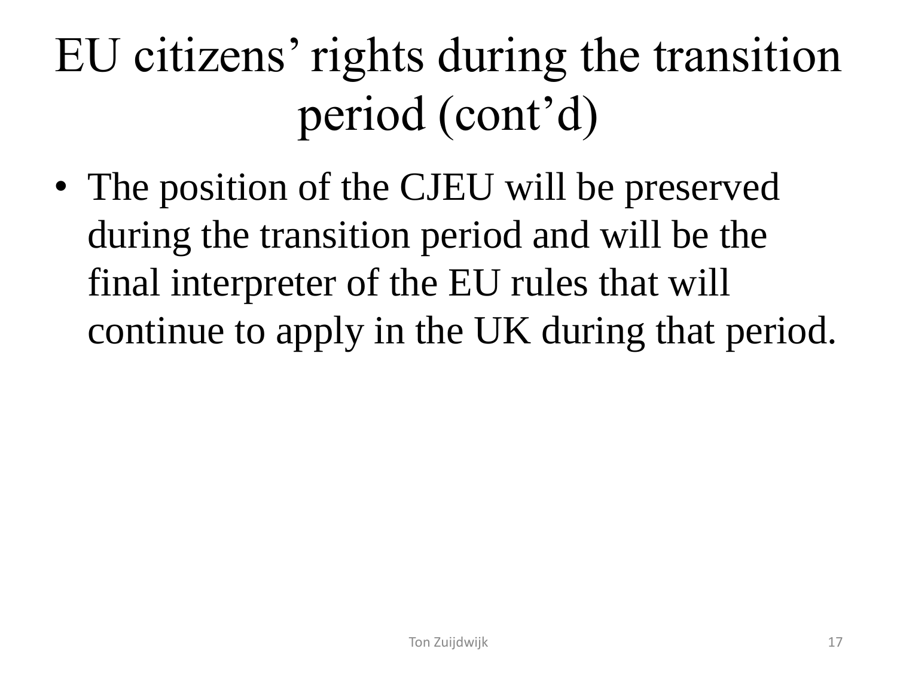# EU citizens' rights during the transition period (cont'd)

- The position of the CJEU will be preserved during the transition period and will be the final interpreter of the EU rules that will continue to apply in the UK during that period.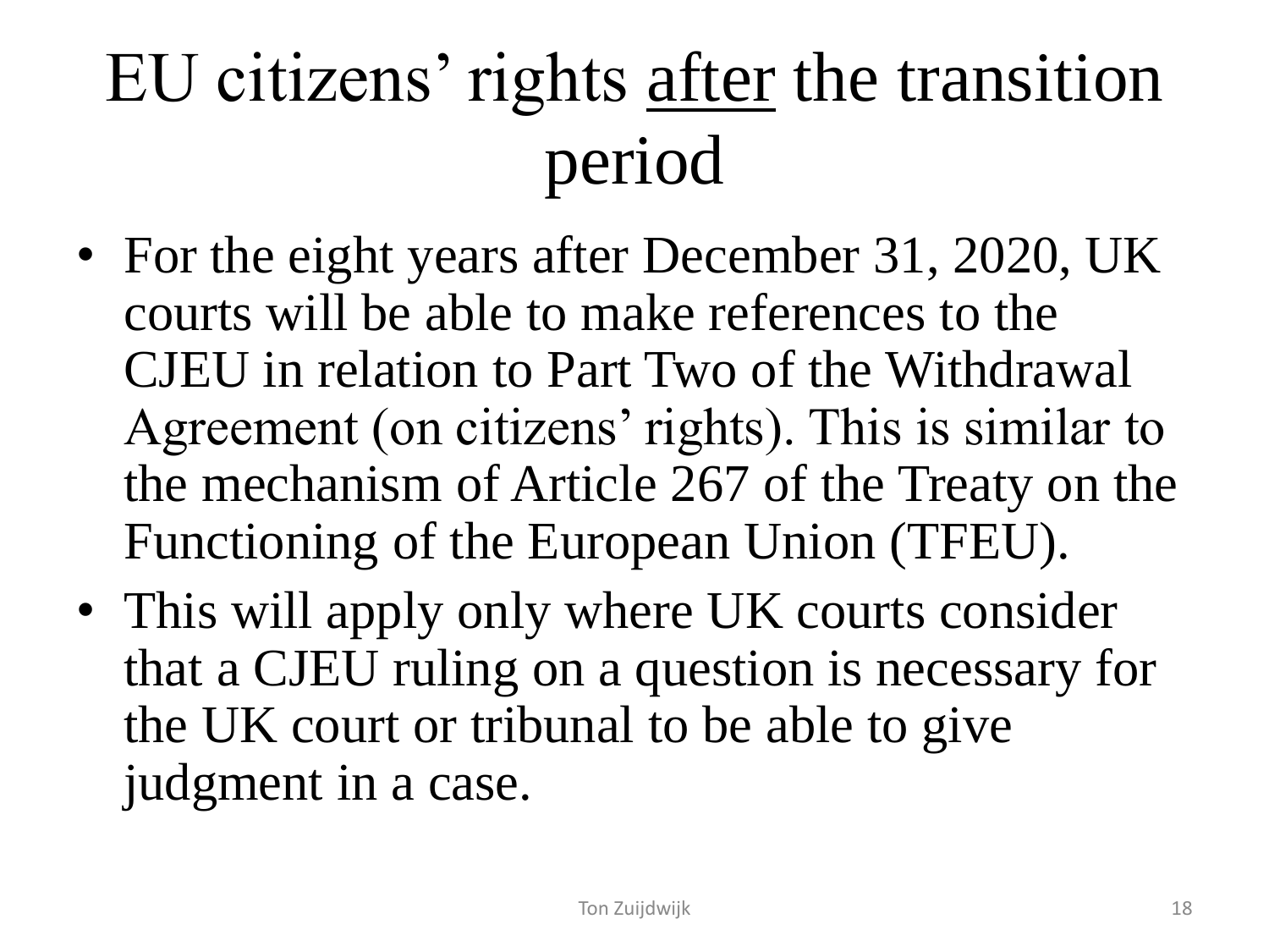# EU citizens' rights <u>after</u> the transition period

- For the eight years after December 31, 2020, UK courts will be able to make references to the CJEU in relation to Part Two of the Withdrawal Agreement (on citizens' rights). This is similar to the mechanism of Article 267 of the Treaty on the Functioning of the European Union (TFEU).
- This will apply only where UK courts consider that a CJEU ruling on a question is necessary for the UK court or tribunal to be able to give judgment in a case.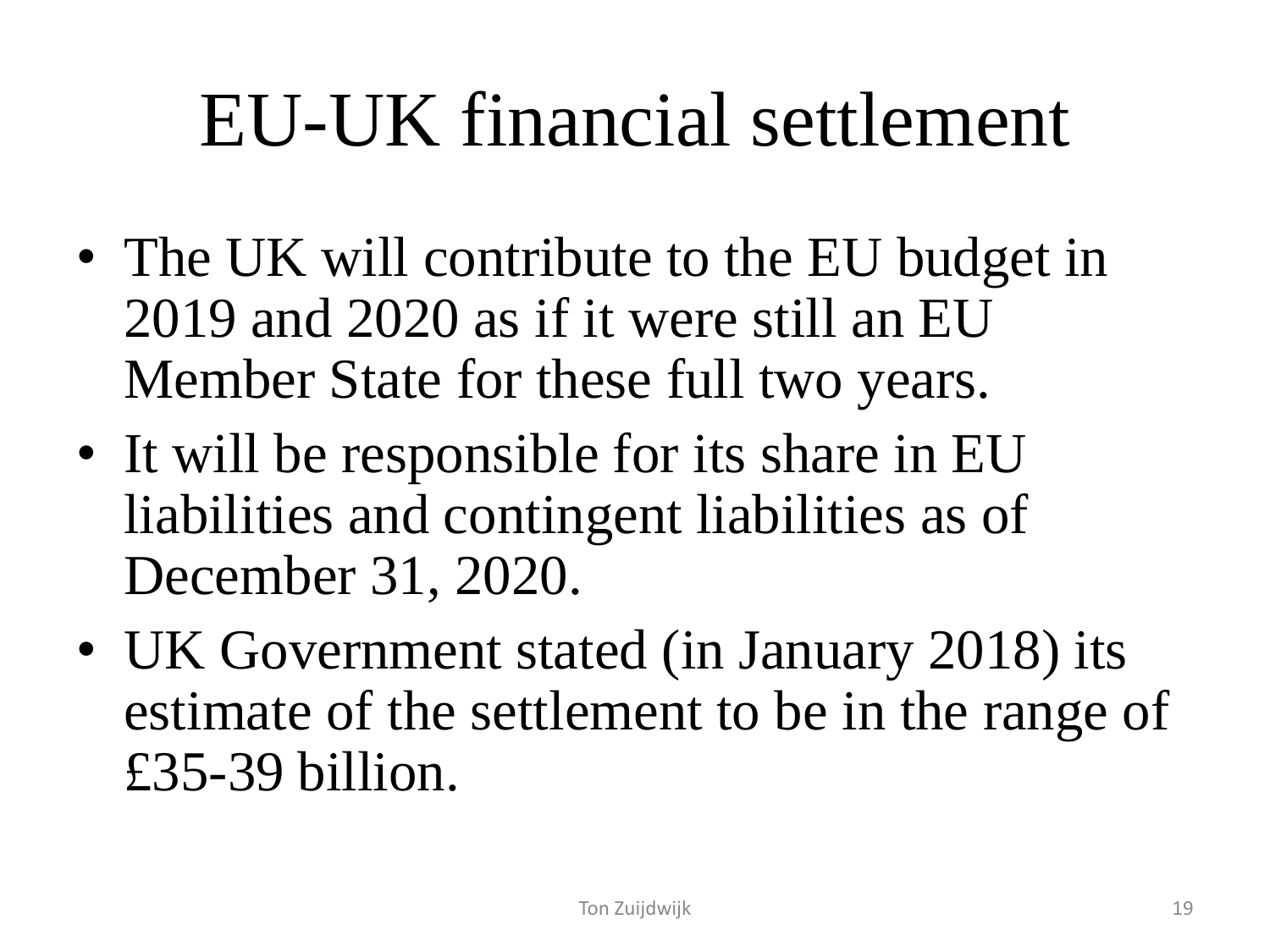# EU-UK financial settlement

- The UK will contribute to the EU budget in 2019 and 2020 as if it were still an EU Member State for these full two years.
- It will be responsible for its share in EU liabilities and contingent liabilities as of December 31, 2020.
- UK Government stated (in January 2018) its estimate of the settlement to be in the range of £35-39 billion.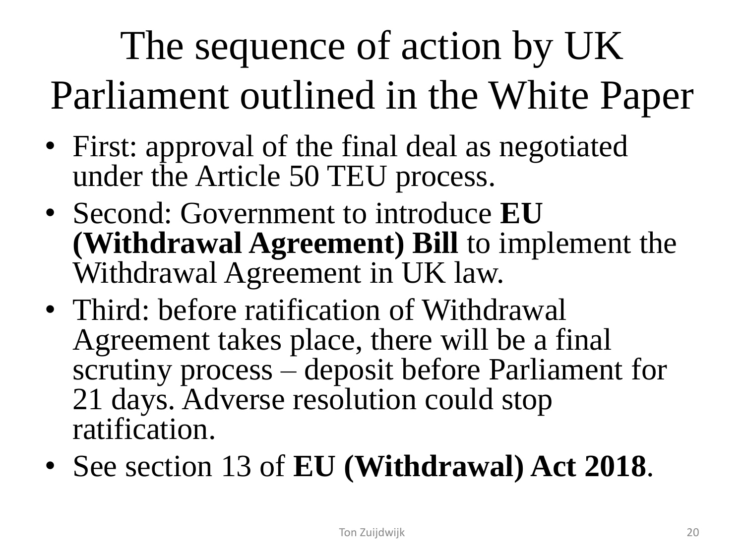# The sequence of action by UK Parliament outlined in the White Paper

- First: approval of the final deal as negotiated under the Article 50 TEU process.
- Second: Government to introduce **EU (Withdrawal Agreement) Bill** to implement the Withdrawal Agreement in UK law.
- Third: before ratification of Withdrawal Agreement takes place, there will be a final scrutiny process – deposit before Parliament for 21 days. Adverse resolution could stop ratification.
- See section 13 of **EU (Withdrawal) Act 2018**.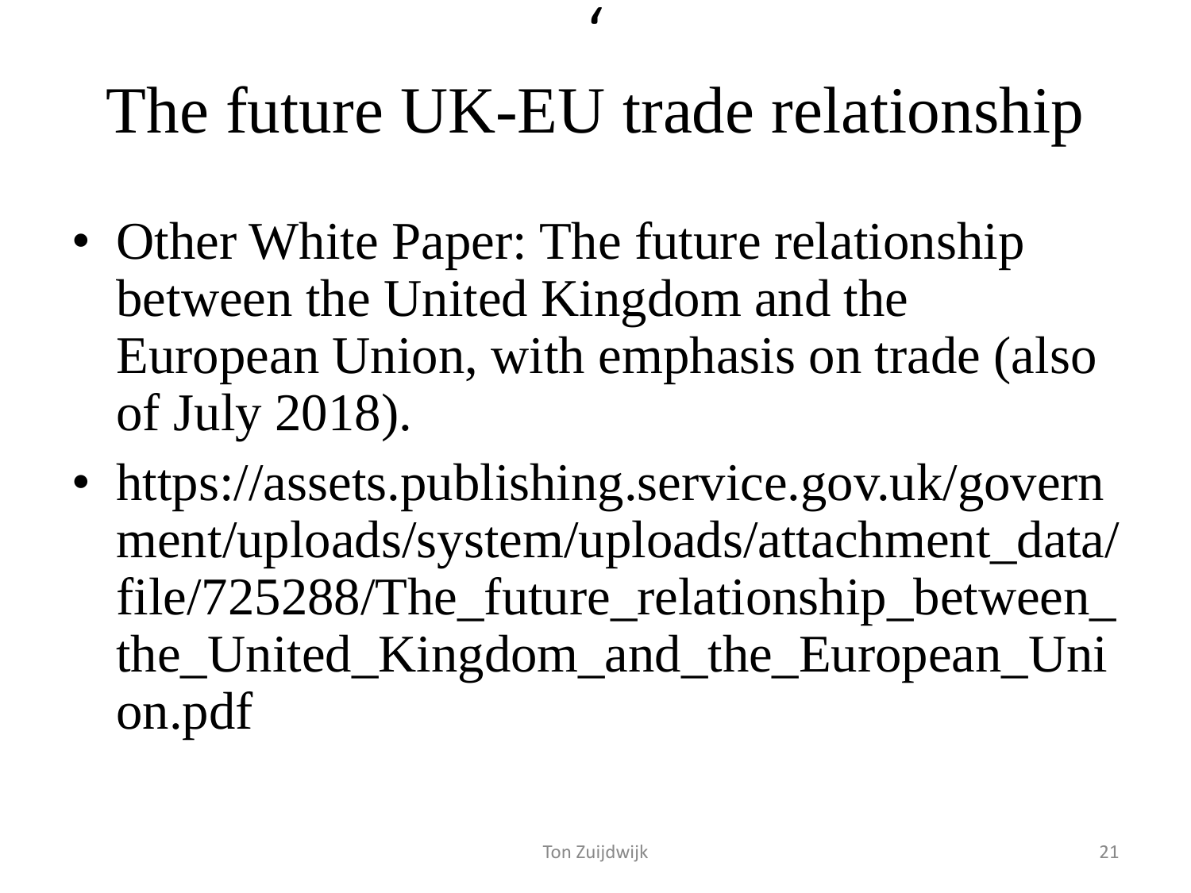# The future UK-EU trade relationship

- Other White Paper: The future relationship between the United Kingdom and the European Union, with emphasis on trade (also of July 2018).
- https://assets.publishing.service.gov.uk/government/uploads/system/uploads/attachment_data/file/725288/The_future_relationship_between_the_United_Kingdom_and_the_European_Union.pdf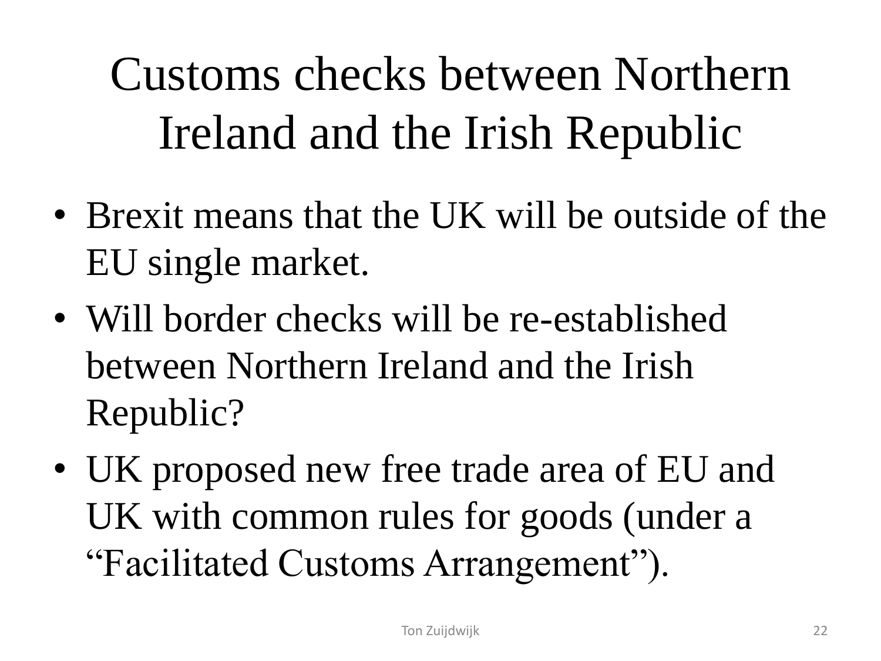# Customs checks between Northern Ireland and the Irish Republic

- Brexit means that the UK will be outside of the EU single market.
- Will border checks will be re-established between Northern Ireland and the Irish Republic?
- UK proposed new free trade area of EU and UK with common rules for goods (under a "Facilitated Customs Arrangement").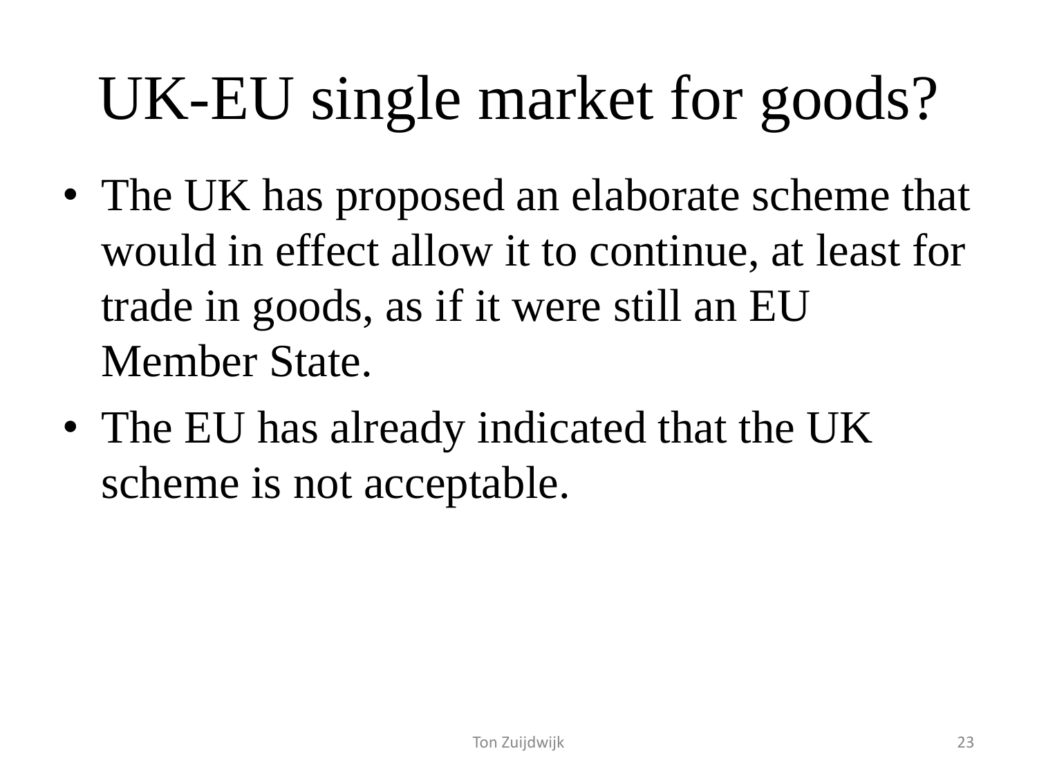# UK-EU single market for goods?

- The UK has proposed an elaborate scheme that would in effect allow it to continue, at least for trade in goods, as if it were still an EU Member State.
- The EU has already indicated that the UK scheme is not acceptable.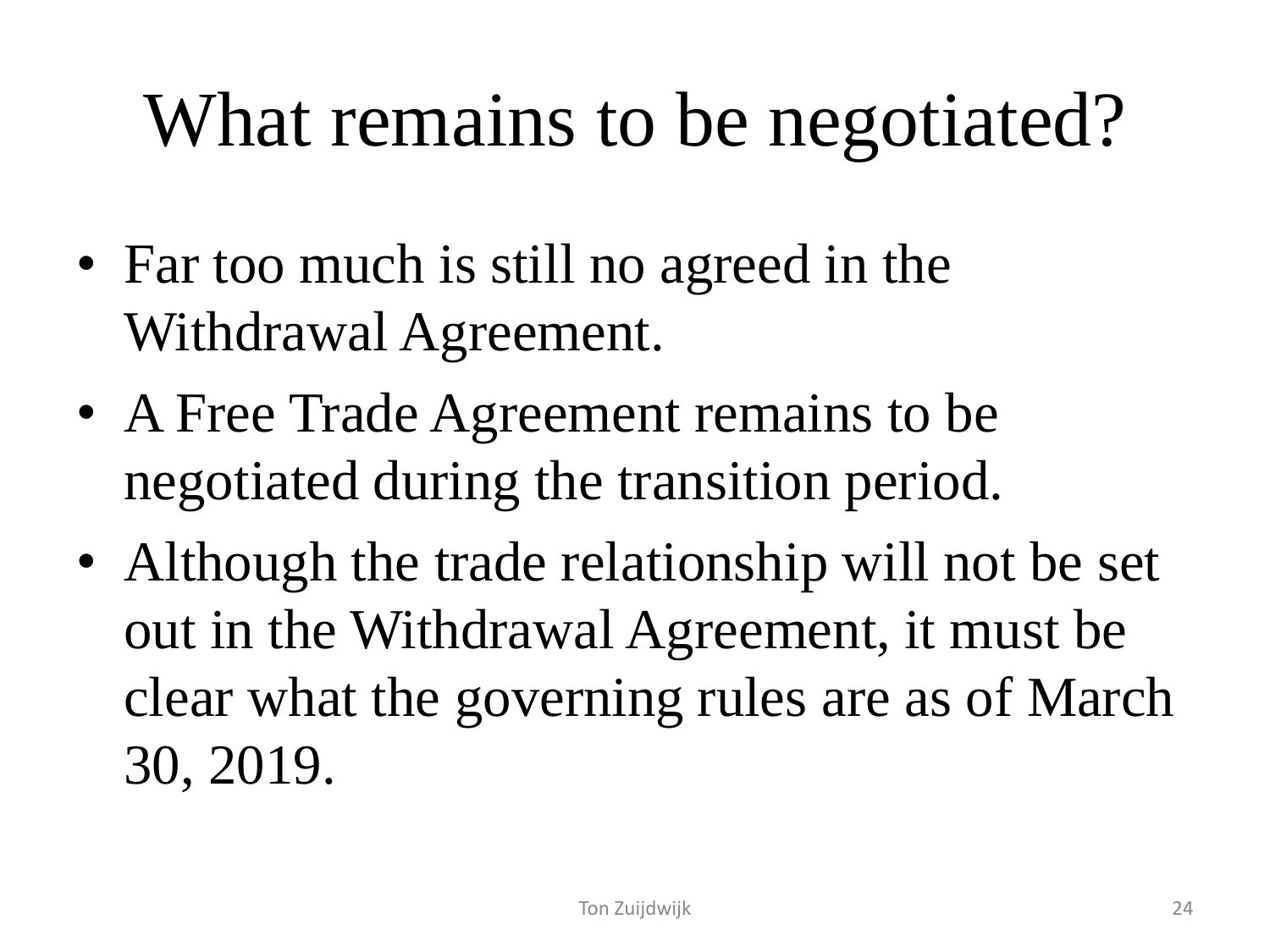# What remains to be negotiated?

- Far too much is still no agreed in the Withdrawal Agreement.
- A Free Trade Agreement remains to be negotiated during the transition period.
- Although the trade relationship will not be set out in the Withdrawal Agreement, it must be clear what the governing rules are as of March 30, 2019.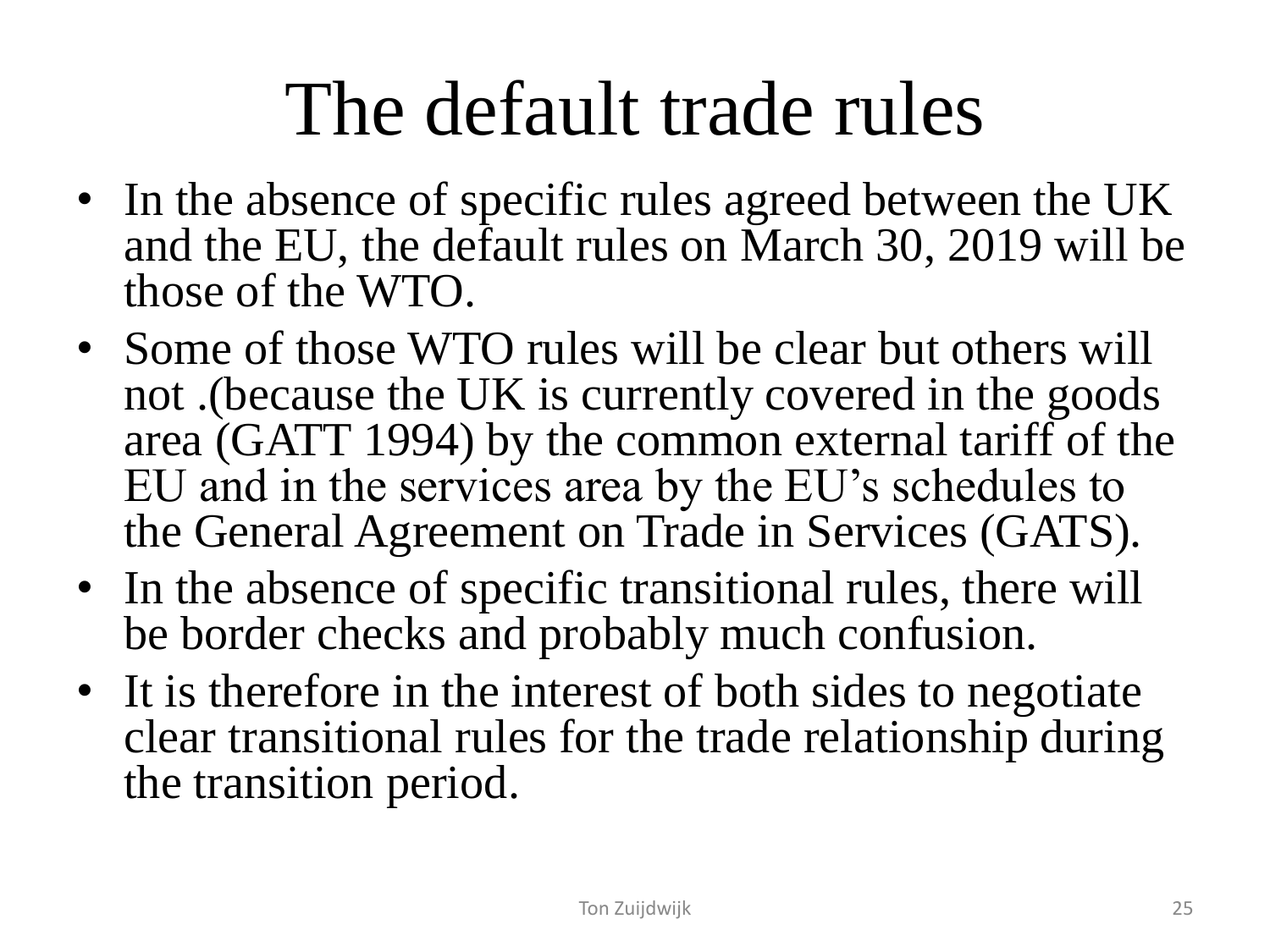# The default trade rules

- In the absence of specific rules agreed between the UK and the EU, the default rules on March 30, 2019 will be those of the WTO.
- Some of those WTO rules will be clear but others will not .(because the UK is currently covered in the goods area (GATT 1994) by the common external tariff of the EU and in the services area by the EU's schedules to the General Agreement on Trade in Services (GATS).
- In the absence of specific transitional rules, there will be border checks and probably much confusion.
- It is therefore in the interest of both sides to negotiate clear transitional rules for the trade relationship during the transition period.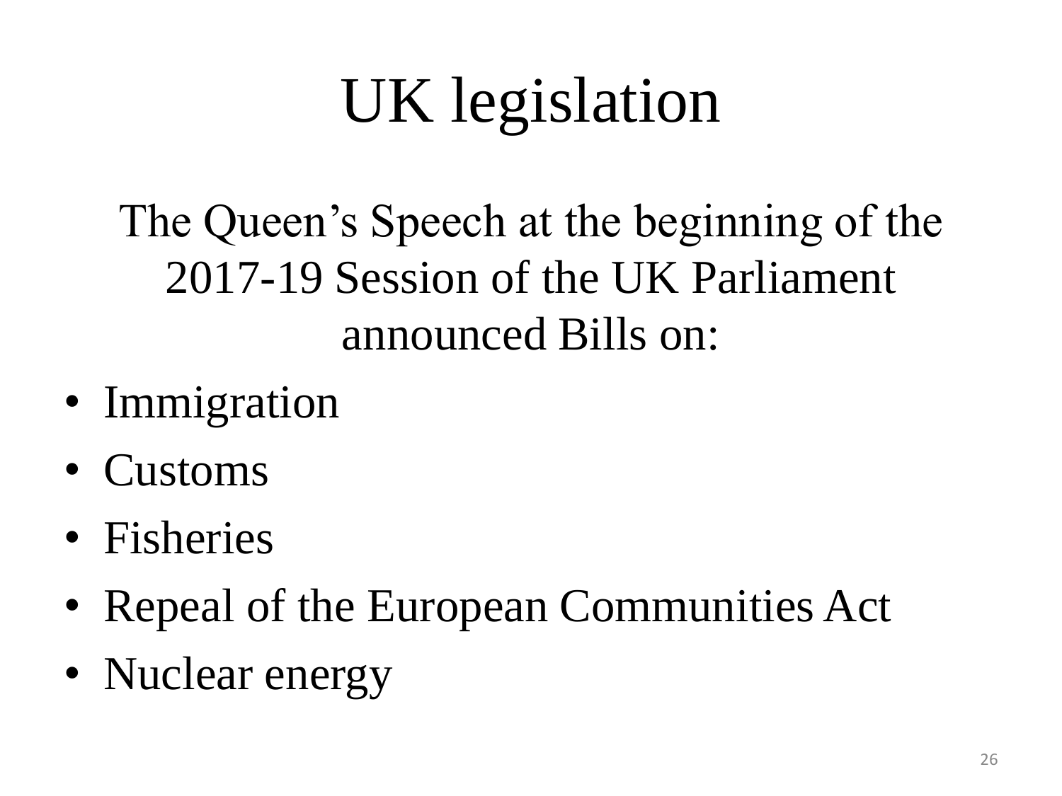# UK legislation

The Queen's Speech at the beginning of the 2017-19 Session of the UK Parliament announced Bills on:

- Immigration
- Customs
- Fisheries
- Repeal of the European Communities Act
- Nuclear energy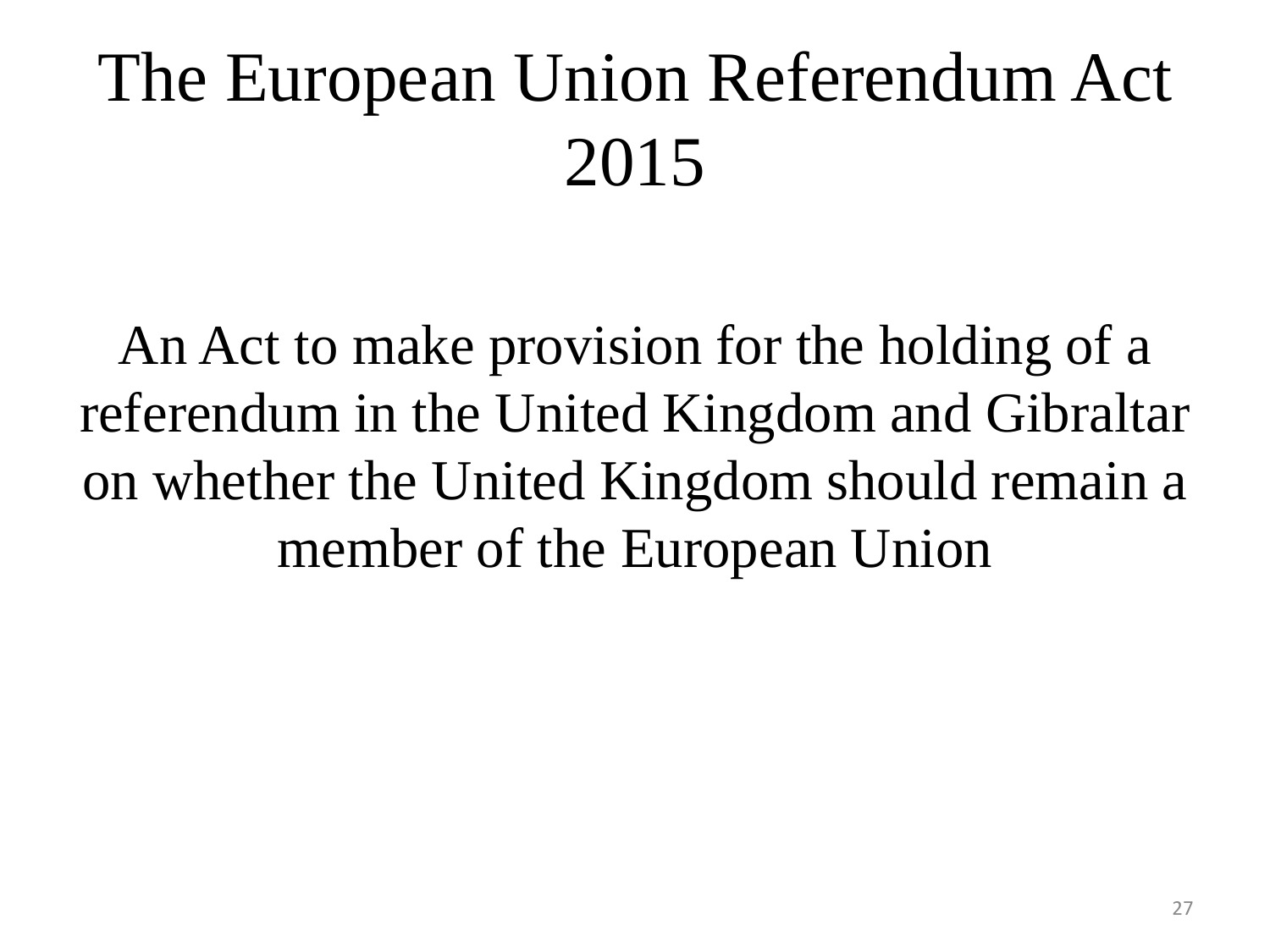# The European Union Referendum Act 2015

An Act to make provision for the holding of a referendum in the United Kingdom and Gibraltar on whether the United Kingdom should remain a member of the European Union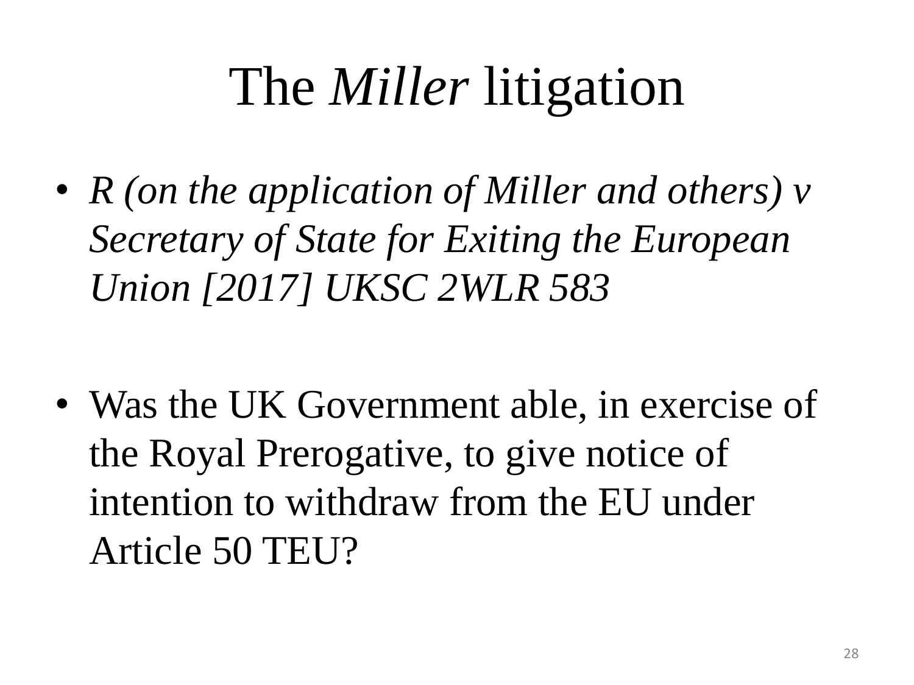# The *Miller* litigation

- *R (on the application of Miller and others) v Secretary of State for Exiting the European Union [2017] UKSC 2WLR 583*

- Was the UK Government able, in exercise of the Royal Prerogative, to give notice of intention to withdraw from the EU under Article 50 TEU?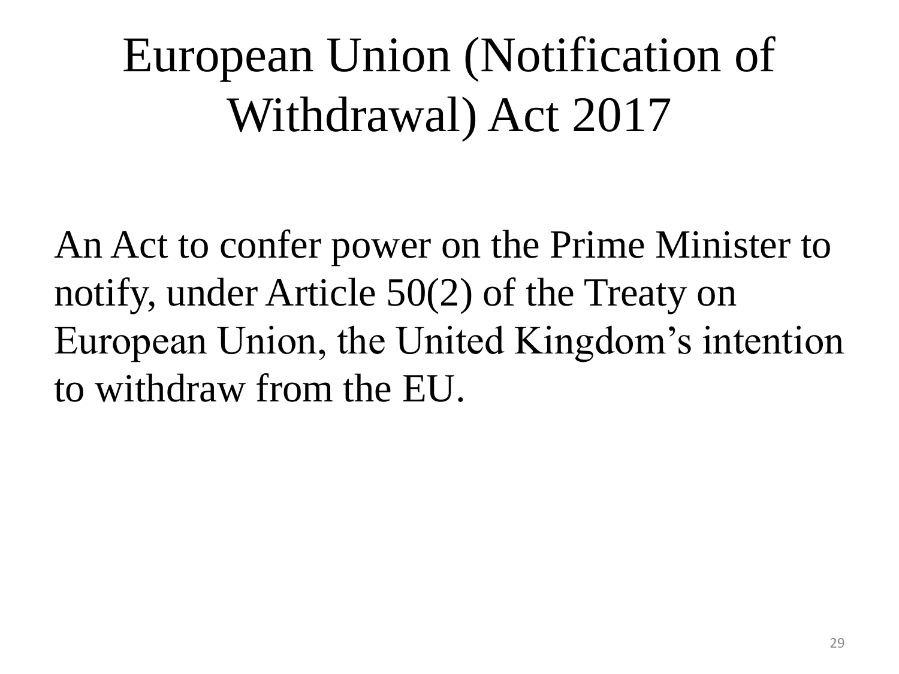# European Union (Notification of Withdrawal) Act 2017

An Act to confer power on the Prime Minister to notify, under Article 50(2) of the Treaty on European Union, the United Kingdom's intention to withdraw from the EU.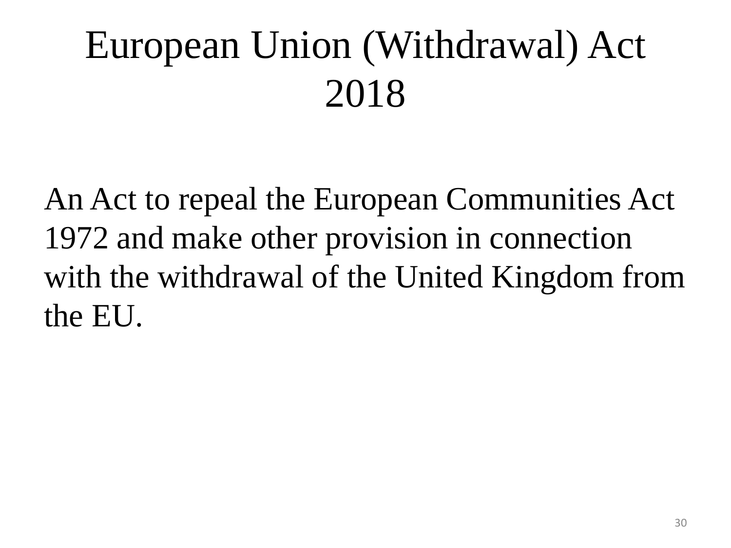# European Union (Withdrawal) Act 2018

An Act to repeal the European Communities Act 1972 and make other provision in connection with the withdrawal of the United Kingdom from the EU.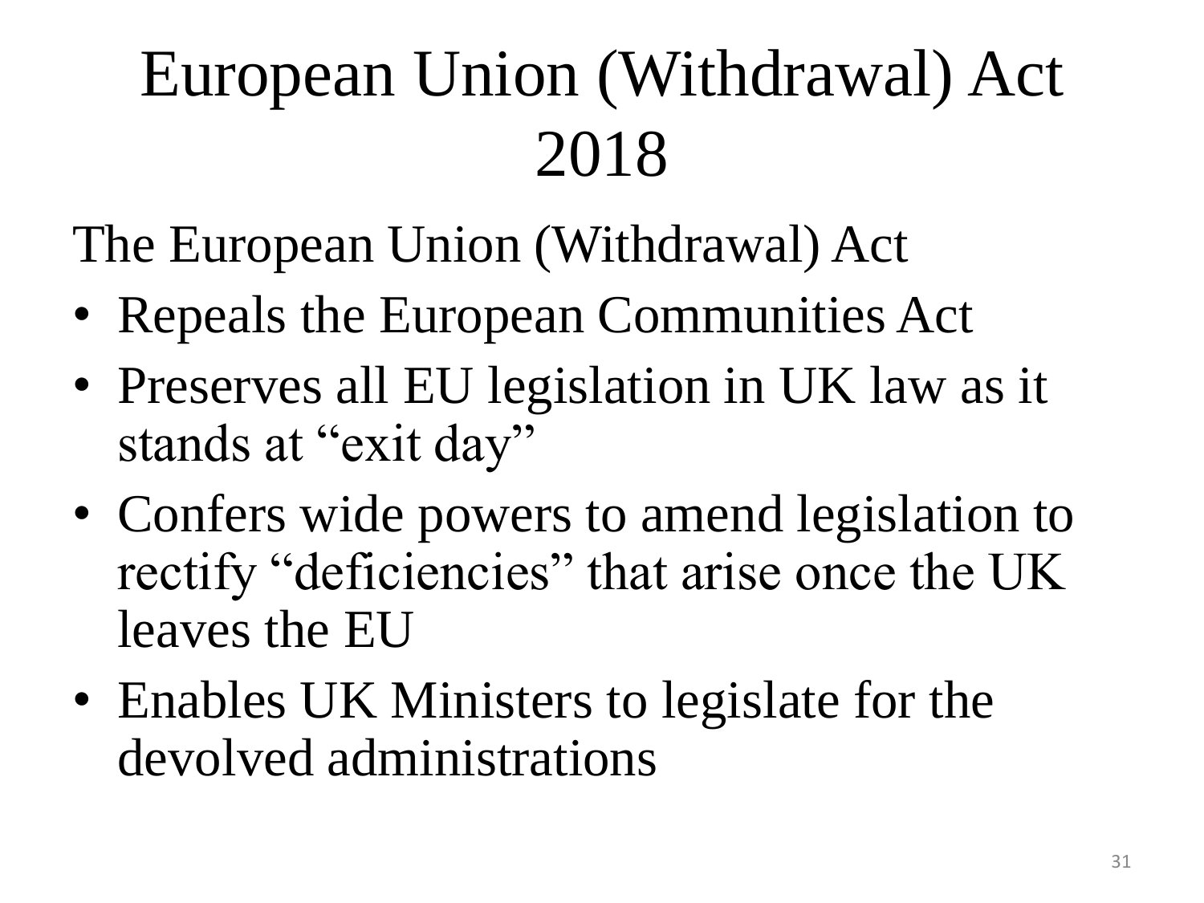# European Union (Withdrawal) Act 2018

The European Union (Withdrawal) Act

- Repeals the European Communities Act
- Preserves all EU legislation in UK law as it stands at "exit day"
- Confers wide powers to amend legislation to rectify "deficiencies" that arise once the UK leaves the EU
- Enables UK Ministers to legislate for the devolved administrations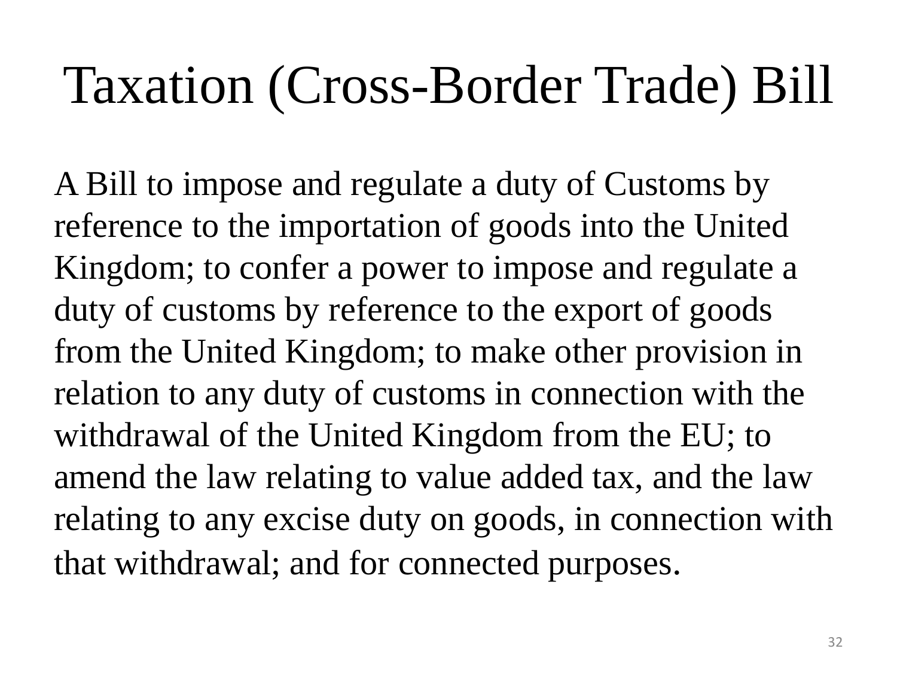# Taxation (Cross-Border Trade) Bill

A Bill to impose and regulate a duty of Customs by reference to the importation of goods into the United Kingdom; to confer a power to impose and regulate a duty of customs by reference to the export of goods from the United Kingdom; to make other provision in relation to any duty of customs in connection with the withdrawal of the United Kingdom from the EU; to amend the law relating to value added tax, and the law relating to any excise duty on goods, in connection with that withdrawal; and for connected purposes.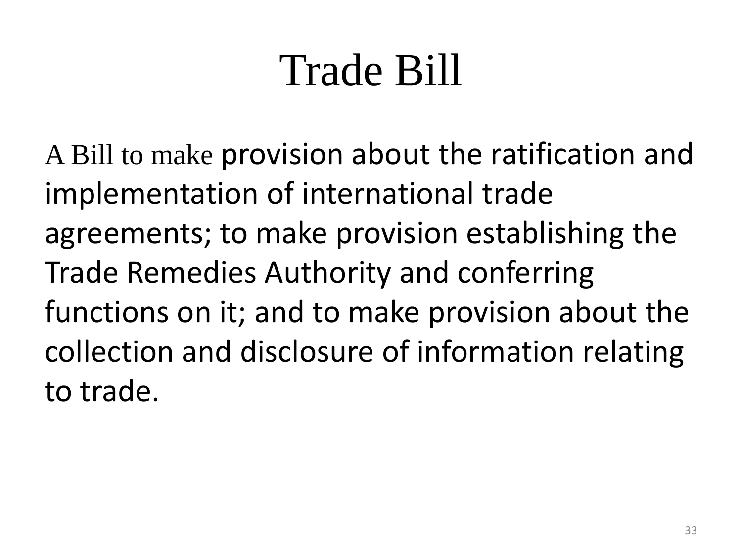# Trade Bill

A Bill to make provision about the ratification and implementation of international trade agreements; to make provision establishing the Trade Remedies Authority and conferring functions on it; and to make provision about the collection and disclosure of information relating to trade.